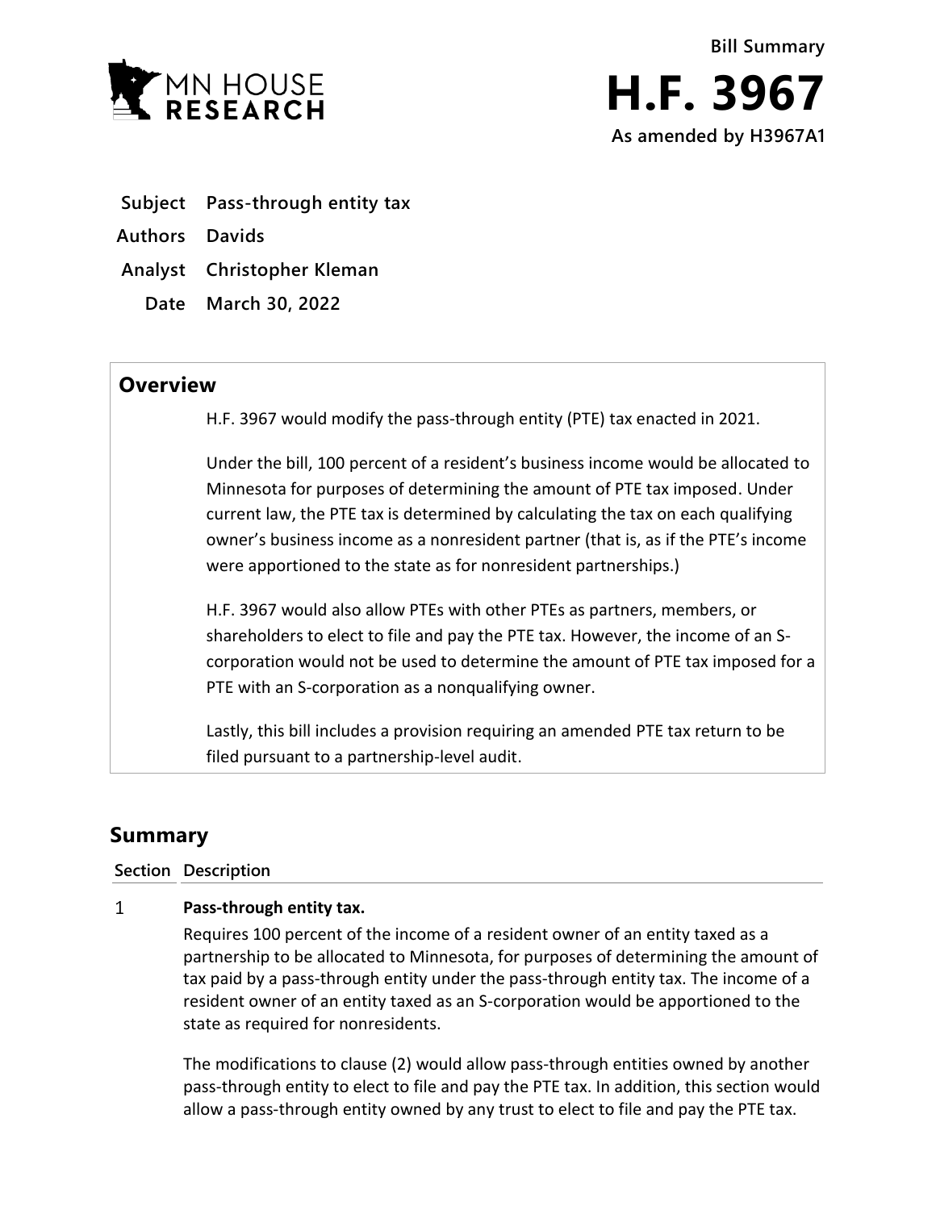MN HOUSE RESEARCH

Bill Summary

# H.F. 3967

**As amended by H3967A1**

**Subject** Pass-through entity tax

**Authors** Davids

**Analyst** Christopher Kleman

**Date** March 30, 2022

## Overview

H.F. 3967 would modify the pass-through entity (PTE) tax enacted in 2021.

Under the bill, 100 percent of a resident's business income would be allocated to Minnesota for purposes of determining the amount of PTE tax imposed. Under current law, the PTE tax is determined by calculating the tax on each qualifying owner's business income as a nonresident partner (that is, as if the PTE's income were apportioned to the state as for nonresident partnerships.)

H.F. 3967 would also allow PTEs with other PTEs as partners, members, or shareholders to elect to file and pay the PTE tax. However, the income of an S-corporation would not be used to determine the amount of PTE tax imposed for a PTE with an S-corporation as a nonqualifying owner.

Lastly, this bill includes a provision requiring an amended PTE tax return to be filed pursuant to a partnership-level audit.

## Summary

| Section | Description |
|---|---|
| 1 | **Pass-through entity tax.**<br>Requires 100 percent of the income of a resident owner of an entity taxed as a partnership to be allocated to Minnesota, for purposes of determining the amount of tax paid by a pass-through entity under the pass-through entity tax. The income of a resident owner of an entity taxed as an S-corporation would be apportioned to the state as required for nonresidents.<br><br>The modifications to clause (2) would allow pass-through entities owned by another pass-through entity to elect to file and pay the PTE tax. In addition, this section would allow a pass-through entity owned by any trust to elect to file and pay the PTE tax. |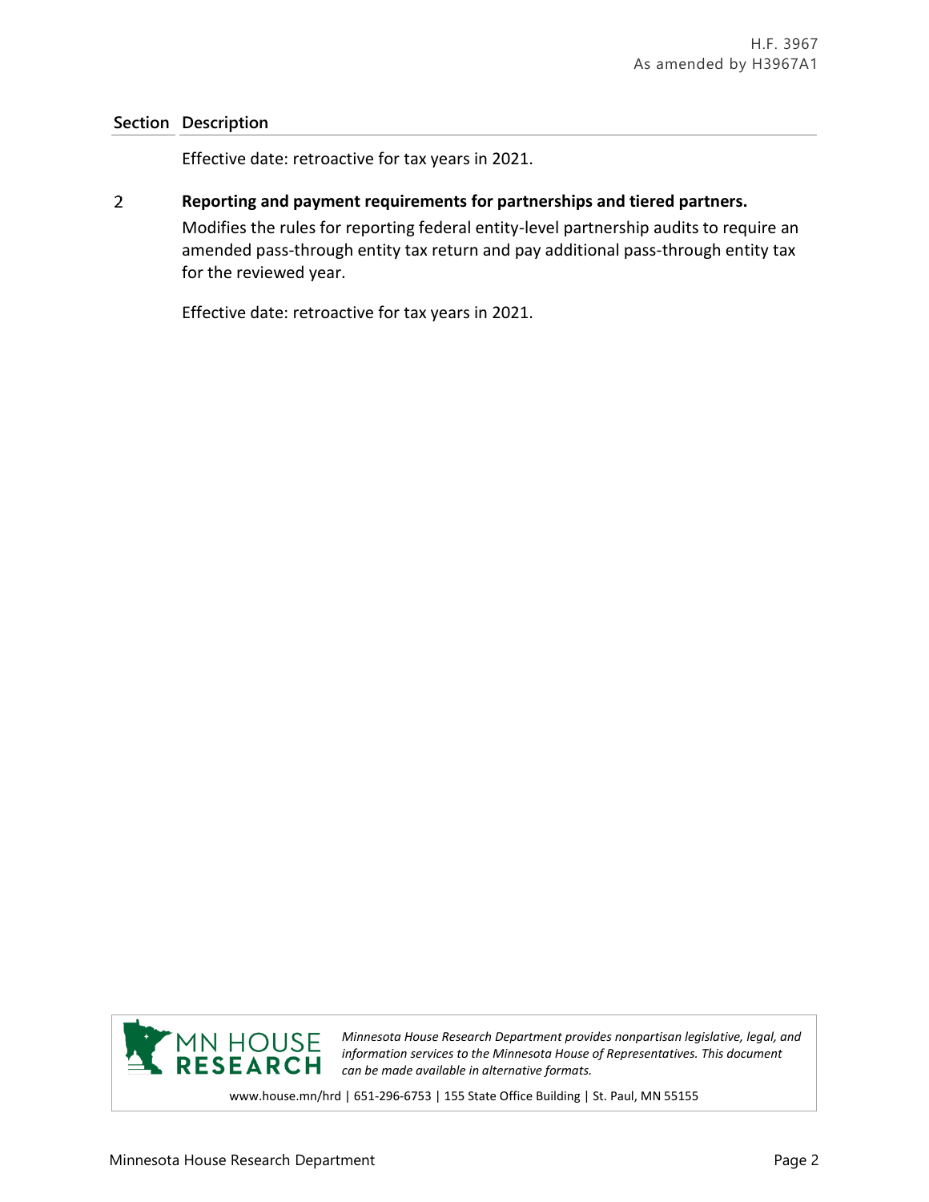| Section | Description |
|---|---|
| | Effective date: retroactive for tax years in 2021. |
| 2 | **Reporting and payment requirements for partnerships and tiered partners.**<br>Modifies the rules for reporting federal entity-level partnership audits to require an amended pass-through entity tax return and pay additional pass-through entity tax for the reviewed year.<br><br>Effective date: retroactive for tax years in 2021. |

MN HOUSE RESEARCH

*Minnesota House Research Department provides nonpartisan legislative, legal, and information services to the Minnesota House of Representatives. This document can be made available in alternative formats.*

www.house.mn/hrd | 651-296-6753 | 155 State Office Building | St. Paul, MN 55155